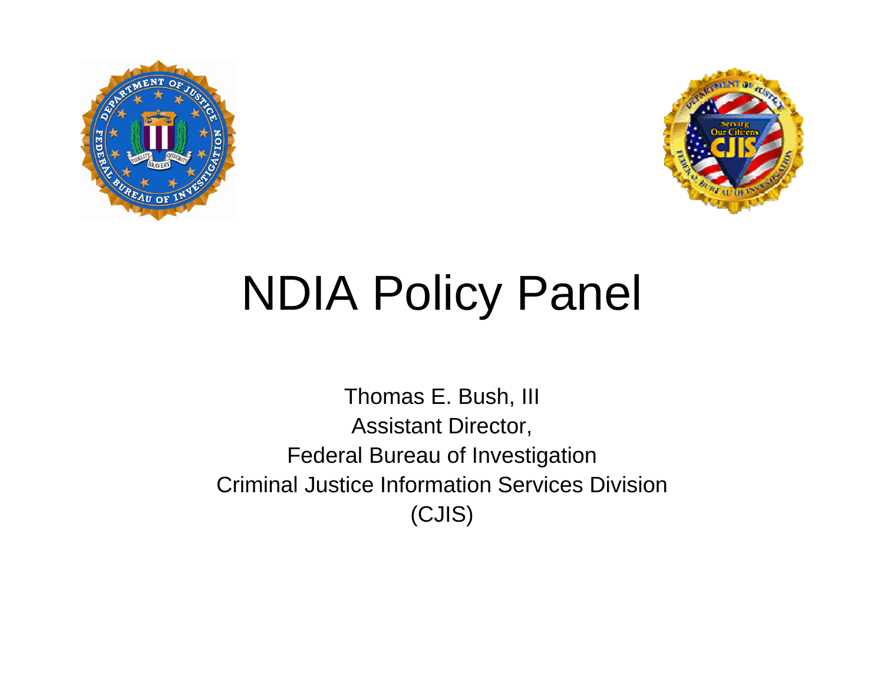# NDIA Policy Panel

Thomas E. Bush, III
Assistant Director,
Federal Bureau of Investigation
Criminal Justice Information Services Division
(CJIS)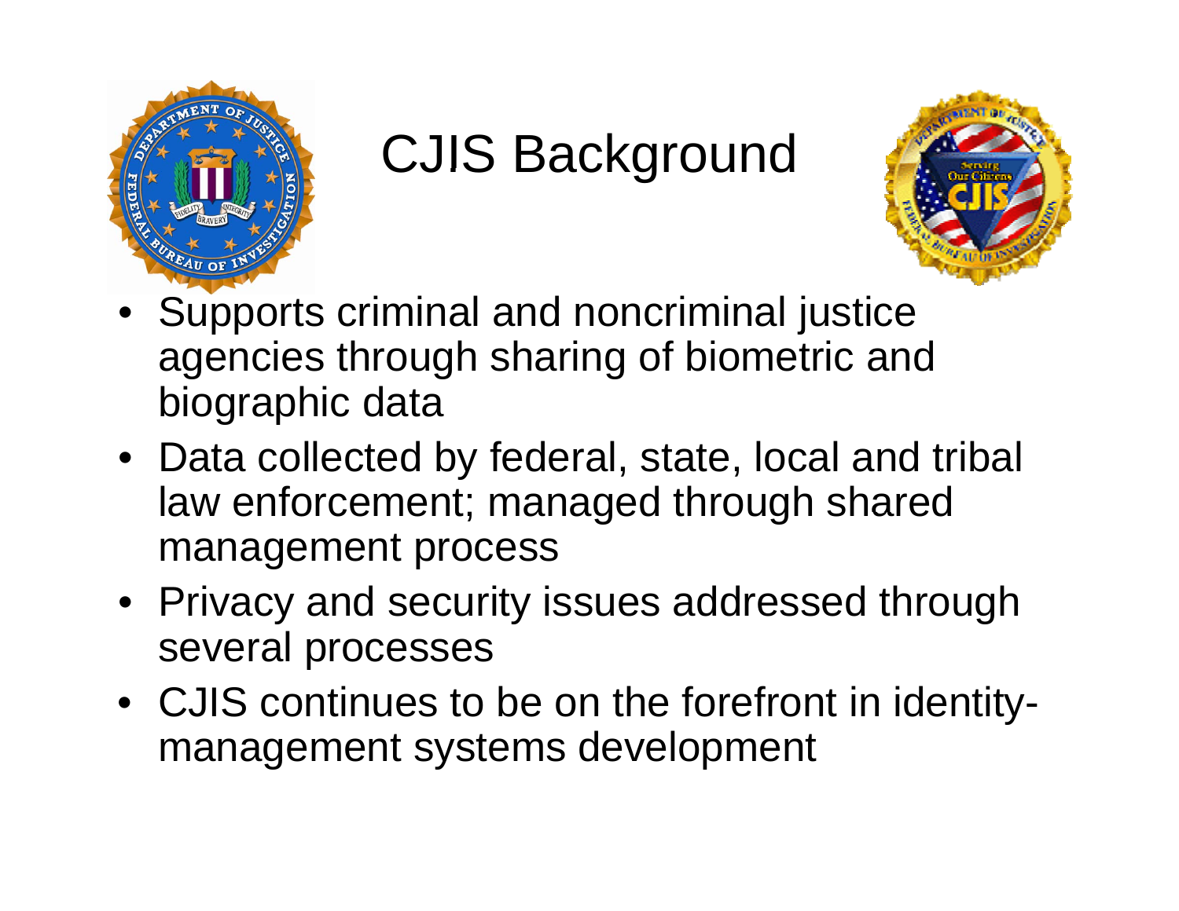# CJIS Background

- Supports criminal and noncriminal justice agencies through sharing of biometric and biographic data
- Data collected by federal, state, local and tribal law enforcement; managed through shared management process
- Privacy and security issues addressed through several processes
- CJIS continues to be on the forefront in identity-management systems development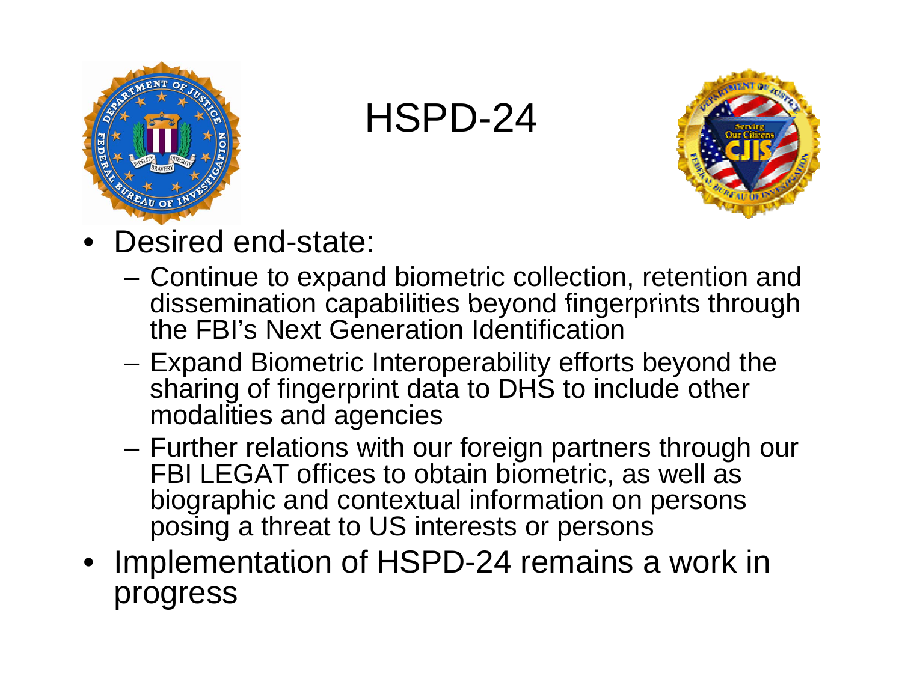# HSPD-24

- Desired end-state:
  - Continue to expand biometric collection, retention and dissemination capabilities beyond fingerprints through the FBI's Next Generation Identification
  - Expand Biometric Interoperability efforts beyond the sharing of fingerprint data to DHS to include other modalities and agencies
  - Further relations with our foreign partners through our FBI LEGAT offices to obtain biometric, as well as biographic and contextual information on persons posing a threat to US interests or persons
- Implementation of HSPD-24 remains a work in progress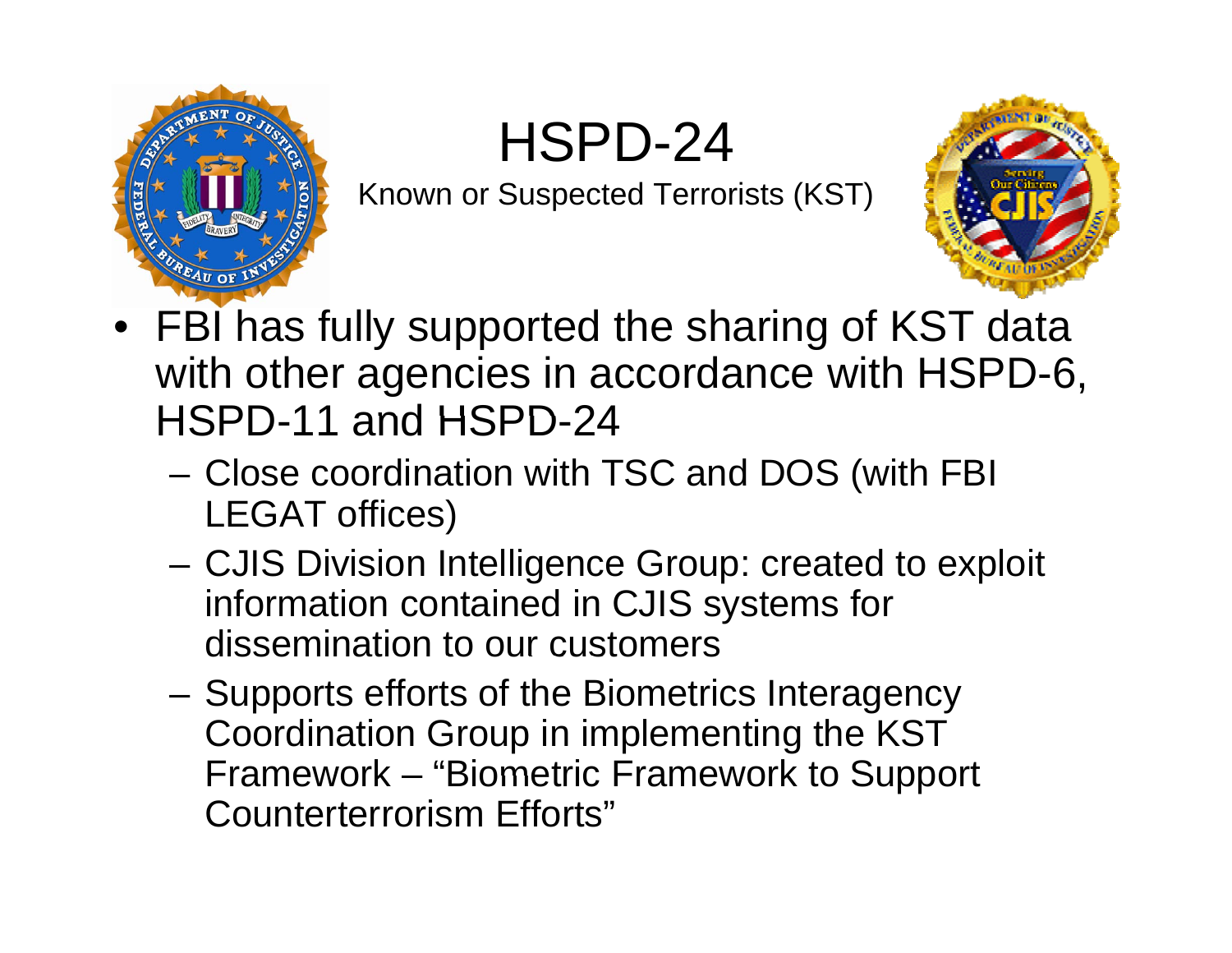# HSPD-24

Known or Suspected Terrorists (KST)

- FBI has fully supported the sharing of KST data with other agencies in accordance with HSPD-6, HSPD-11 and HSPD-24
  - Close coordination with TSC and DOS (with FBI LEGAT offices)
  - CJIS Division Intelligence Group: created to exploit information contained in CJIS systems for dissemination to our customers
  - Supports efforts of the Biometrics Interagency Coordination Group in implementing the KST Framework – “Biometric Framework to Support Counterterrorism Efforts”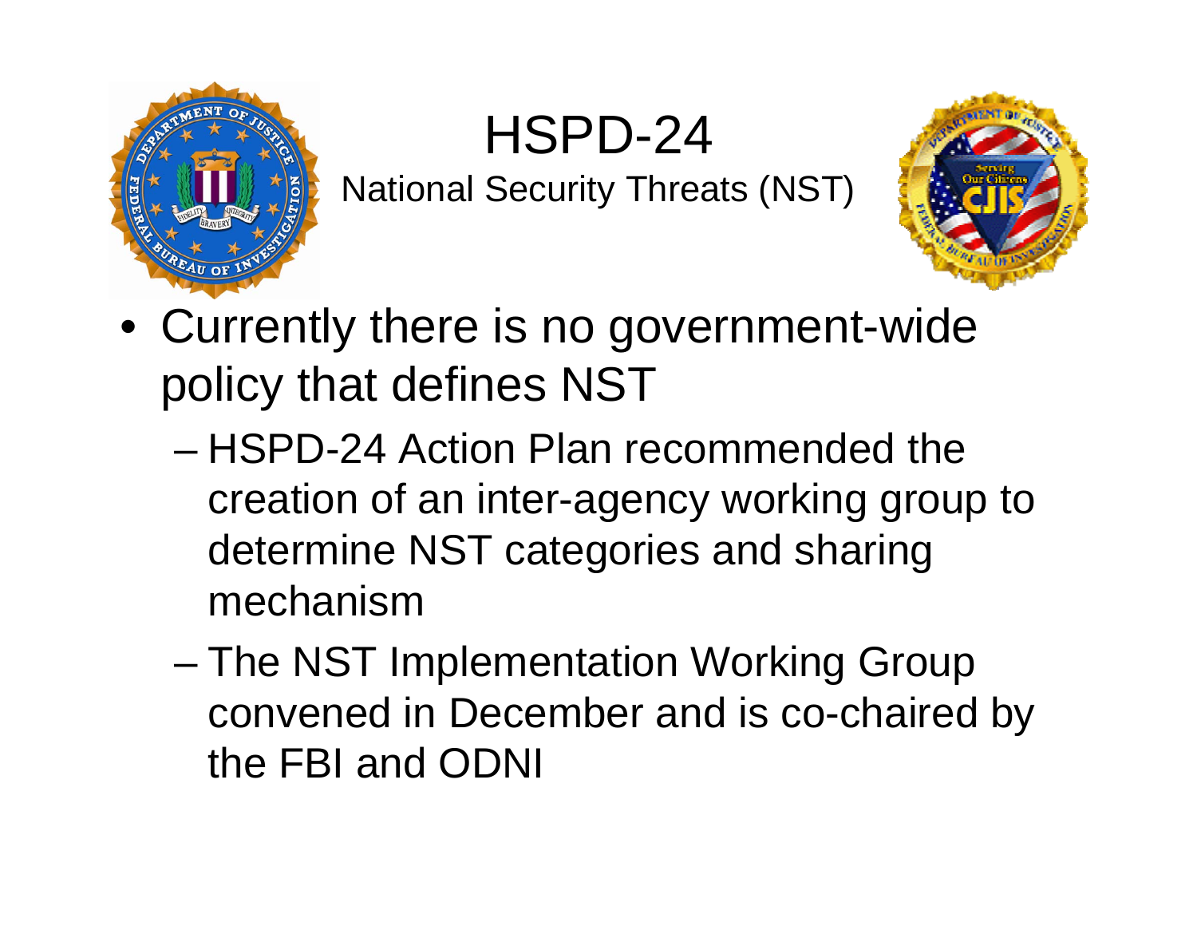# HSPD-24

## National Security Threats (NST)

- Currently there is no government-wide policy that defines NST
  - HSPD-24 Action Plan recommended the creation of an inter-agency working group to determine NST categories and sharing mechanism
  - The NST Implementation Working Group convened in December and is co-chaired by the FBI and ODNI